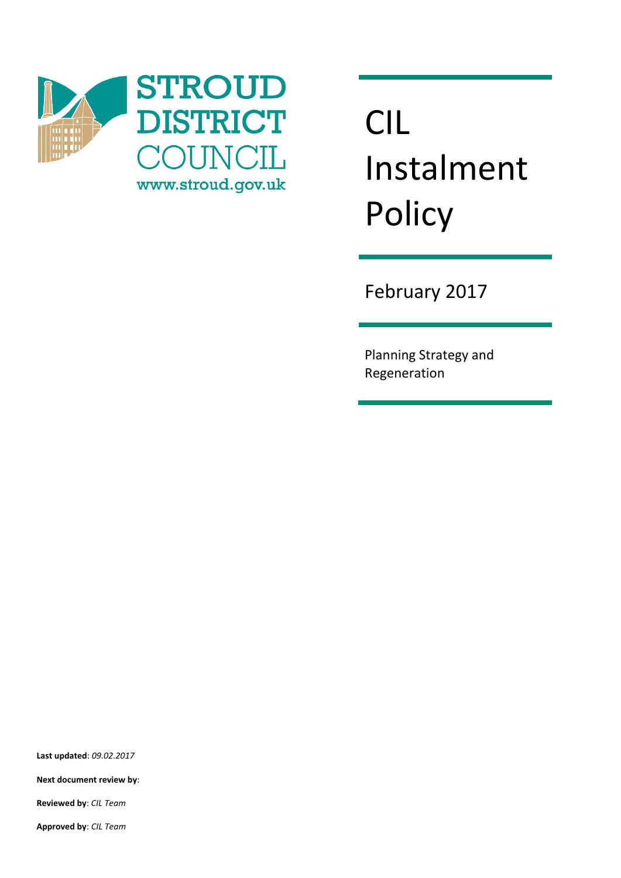STROUD DISTRICT COUNCIL

www.stroud.gov.uk

# CIL Instalment Policy

February 2017

Planning Strategy and Regeneration

**Last updated**: *09.02.2017*

**Next document review by**:

**Reviewed by**: *CIL Team*

**Approved by**: *CIL Team*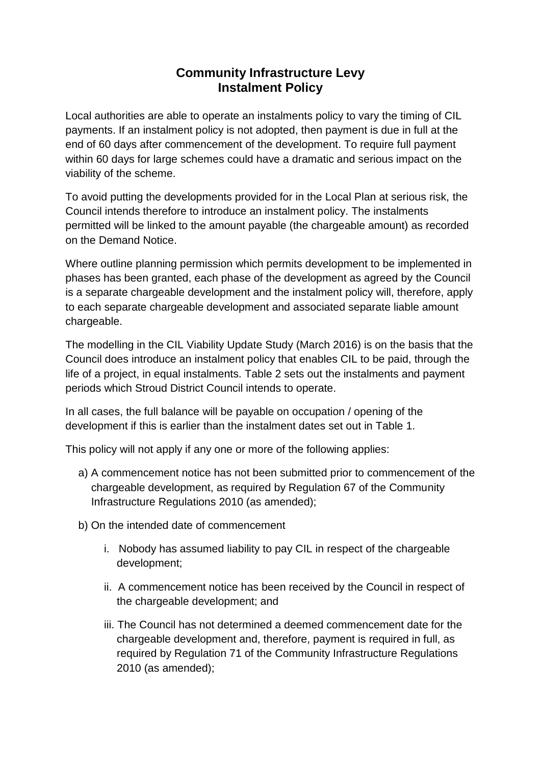# Community Infrastructure Levy Instalment Policy

Local authorities are able to operate an instalments policy to vary the timing of CIL payments. If an instalment policy is not adopted, then payment is due in full at the end of 60 days after commencement of the development. To require full payment within 60 days for large schemes could have a dramatic and serious impact on the viability of the scheme.

To avoid putting the developments provided for in the Local Plan at serious risk, the Council intends therefore to introduce an instalment policy. The instalments permitted will be linked to the amount payable (the chargeable amount) as recorded on the Demand Notice.

Where outline planning permission which permits development to be implemented in phases has been granted, each phase of the development as agreed by the Council is a separate chargeable development and the instalment policy will, therefore, apply to each separate chargeable development and associated separate liable amount chargeable.

The modelling in the CIL Viability Update Study (March 2016) is on the basis that the Council does introduce an instalment policy that enables CIL to be paid, through the life of a project, in equal instalments. Table 2 sets out the instalments and payment periods which Stroud District Council intends to operate.

In all cases, the full balance will be payable on occupation / opening of the development if this is earlier than the instalment dates set out in Table 1.

This policy will not apply if any one or more of the following applies:

a) A commencement notice has not been submitted prior to commencement of the chargeable development, as required by Regulation 67 of the Community Infrastructure Regulations 2010 (as amended);

b) On the intended date of commencement

   i. Nobody has assumed liability to pay CIL in respect of the chargeable development;

   ii. A commencement notice has been received by the Council in respect of the chargeable development; and

   iii. The Council has not determined a deemed commencement date for the chargeable development and, therefore, payment is required in full, as required by Regulation 71 of the Community Infrastructure Regulations 2010 (as amended);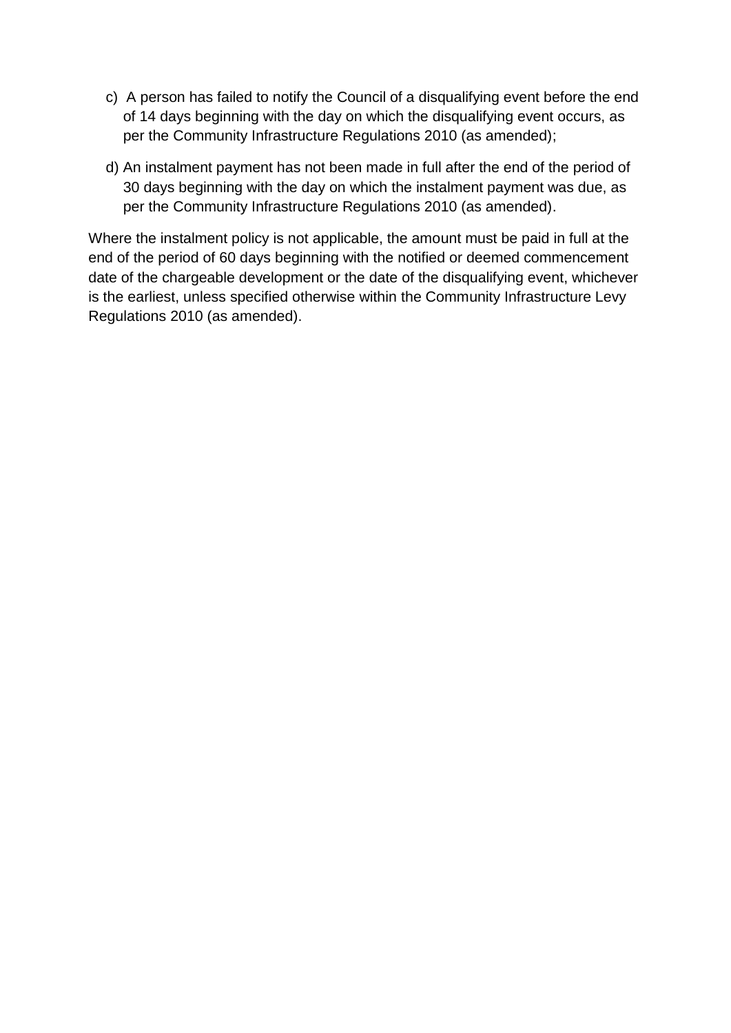c) A person has failed to notify the Council of a disqualifying event before the end of 14 days beginning with the day on which the disqualifying event occurs, as per the Community Infrastructure Regulations 2010 (as amended);

d) An instalment payment has not been made in full after the end of the period of 30 days beginning with the day on which the instalment payment was due, as per the Community Infrastructure Regulations 2010 (as amended).

Where the instalment policy is not applicable, the amount must be paid in full at the end of the period of 60 days beginning with the notified or deemed commencement date of the chargeable development or the date of the disqualifying event, whichever is the earliest, unless specified otherwise within the Community Infrastructure Levy Regulations 2010 (as amended).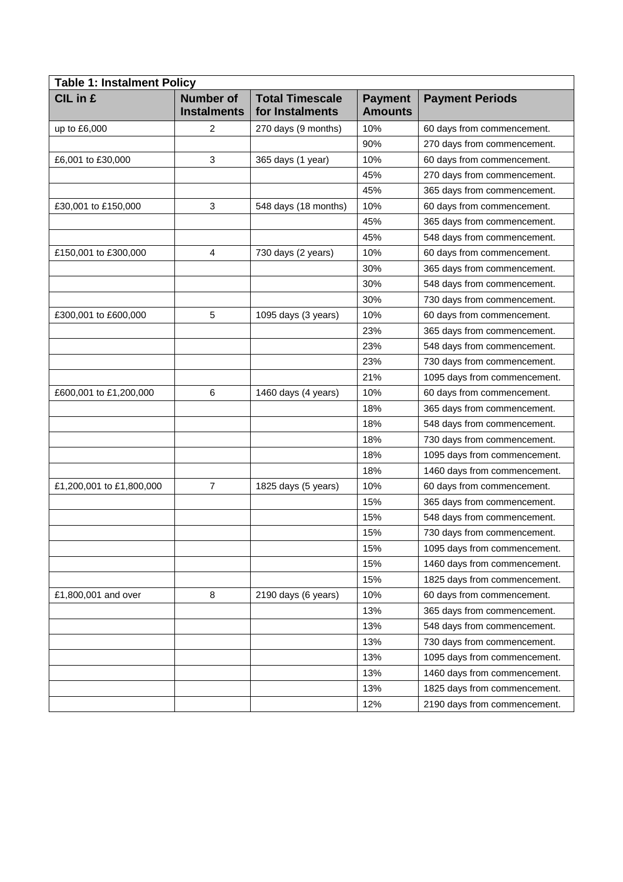**Table 1: Instalment Policy**

| CIL in £ | Number of Instalments | Total Timescale for Instalments | Payment Amounts | Payment Periods |
|---|---|---|---|---|
| up to £6,000 | 2 | 270 days (9 months) | 10% | 60 days from commencement. |
| | | | 90% | 270 days from commencement. |
| £6,001 to £30,000 | 3 | 365 days (1 year) | 10% | 60 days from commencement. |
| | | | 45% | 270 days from commencement. |
| | | | 45% | 365 days from commencement. |
| £30,001 to £150,000 | 3 | 548 days (18 months) | 10% | 60 days from commencement. |
| | | | 45% | 365 days from commencement. |
| | | | 45% | 548 days from commencement. |
| £150,001 to £300,000 | 4 | 730 days (2 years) | 10% | 60 days from commencement. |
| | | | 30% | 365 days from commencement. |
| | | | 30% | 548 days from commencement. |
| | | | 30% | 730 days from commencement. |
| £300,001 to £600,000 | 5 | 1095 days (3 years) | 10% | 60 days from commencement. |
| | | | 23% | 365 days from commencement. |
| | | | 23% | 548 days from commencement. |
| | | | 23% | 730 days from commencement. |
| | | | 21% | 1095 days from commencement. |
| £600,001 to £1,200,000 | 6 | 1460 days (4 years) | 10% | 60 days from commencement. |
| | | | 18% | 365 days from commencement. |
| | | | 18% | 548 days from commencement. |
| | | | 18% | 730 days from commencement. |
| | | | 18% | 1095 days from commencement. |
| | | | 18% | 1460 days from commencement. |
| £1,200,001 to £1,800,000 | 7 | 1825 days (5 years) | 10% | 60 days from commencement. |
| | | | 15% | 365 days from commencement. |
| | | | 15% | 548 days from commencement. |
| | | | 15% | 730 days from commencement. |
| | | | 15% | 1095 days from commencement. |
| | | | 15% | 1460 days from commencement. |
| | | | 15% | 1825 days from commencement. |
| £1,800,001 and over | 8 | 2190 days (6 years) | 10% | 60 days from commencement. |
| | | | 13% | 365 days from commencement. |
| | | | 13% | 548 days from commencement. |
| | | | 13% | 730 days from commencement. |
| | | | 13% | 1095 days from commencement. |
| | | | 13% | 1460 days from commencement. |
| | | | 13% | 1825 days from commencement. |
| | | | 12% | 2190 days from commencement. |